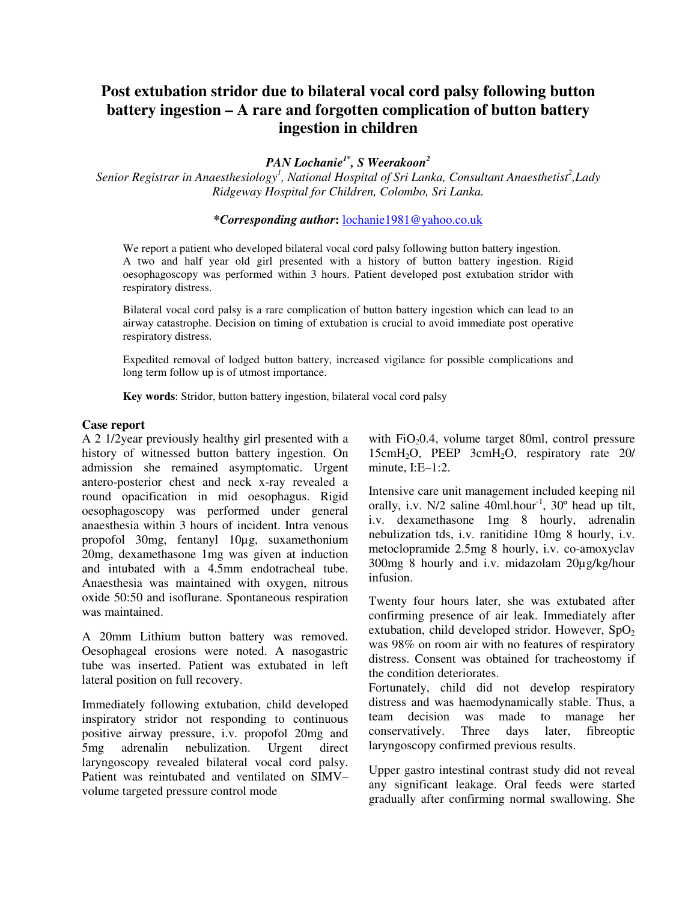# Post extubation stridor due to bilateral vocal cord palsy following button battery ingestion – A rare and forgotten complication of button battery ingestion in children

***PAN Lochanie[1*], S Weerakoon[2]***

*Senior Registrar in Anaesthesiology[1], National Hospital of Sri Lanka, Consultant Anaesthetist[2],Lady Ridgeway Hospital for Children, Colombo, Sri Lanka.*

***\*Corresponding author*:** lochanie1981@yahoo.co.uk

We report a patient who developed bilateral vocal cord palsy following button battery ingestion. A two and half year old girl presented with a history of button battery ingestion. Rigid oesophagoscopy was performed within 3 hours. Patient developed post extubation stridor with respiratory distress.

Bilateral vocal cord palsy is a rare complication of button battery ingestion which can lead to an airway catastrophe. Decision on timing of extubation is crucial to avoid immediate post operative respiratory distress.

Expedited removal of lodged button battery, increased vigilance for possible complications and long term follow up is of utmost importance.

**Key words**: Stridor, button battery ingestion, bilateral vocal cord palsy

## Case report

A 2 1/2year previously healthy girl presented with a history of witnessed button battery ingestion. On admission she remained asymptomatic. Urgent antero-posterior chest and neck x-ray revealed a round opacification in mid oesophagus. Rigid oesophagoscopy was performed under general anaesthesia within 3 hours of incident. Intra venous propofol 30mg, fentanyl 10µg, suxamethonium 20mg, dexamethasone 1mg was given at induction and intubated with a 4.5mm endotracheal tube. Anaesthesia was maintained with oxygen, nitrous oxide 50:50 and isoflurane. Spontaneous respiration was maintained.

A 20mm Lithium button battery was removed. Oesophageal erosions were noted. A nasogastric tube was inserted. Patient was extubated in left lateral position on full recovery.

Immediately following extubation, child developed inspiratory stridor not responding to continuous positive airway pressure, i.v. propofol 20mg and 5mg adrenalin nebulization. Urgent direct laryngoscopy revealed bilateral vocal cord palsy. Patient was reintubated and ventilated on SIMV–volume targeted pressure control mode with $FiO_2$0.4, volume target 80ml, control pressure 15cm$H_2O$, PEEP 3cm$H_2O$, respiratory rate 20/ minute, I:E–1:2.

Intensive care unit management included keeping nil orally, i.v. N/2 saline 40ml.hour$^{-1}$, 30º head up tilt, i.v. dexamethasone 1mg 8 hourly, adrenalin nebulization tds, i.v. ranitidine 10mg 8 hourly, i.v. metoclopramide 2.5mg 8 hourly, i.v. co-amoxyclav 300mg 8 hourly and i.v. midazolam 20µg/kg/hour infusion.

Twenty four hours later, she was extubated after confirming presence of air leak. Immediately after extubation, child developed stridor. However, $SpO_2$ was 98% on room air with no features of respiratory distress. Consent was obtained for tracheostomy if the condition deteriorates.

Fortunately, child did not develop respiratory distress and was haemodynamically stable. Thus, a team decision was made to manage her conservatively. Three days later, fibreoptic laryngoscopy confirmed previous results.

Upper gastro intestinal contrast study did not reveal any significant leakage. Oral feeds were started gradually after confirming normal swallowing. She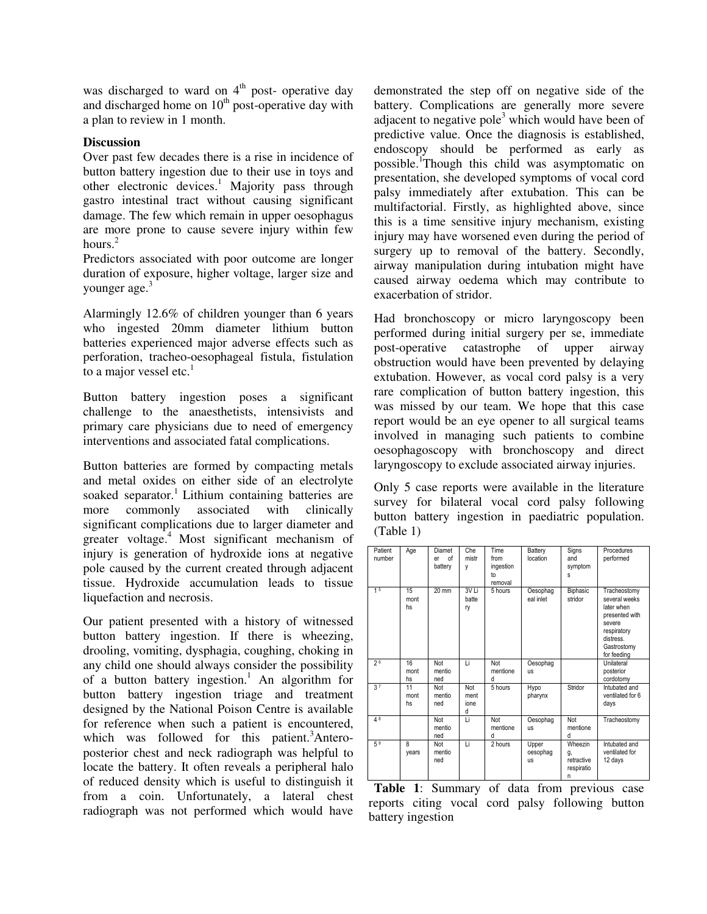was discharged to ward on $4^{th}$ post- operative day and discharged home on $10^{th}$ post-operative day with a plan to review in 1 month.

**Discussion**

Over past few decades there is a rise in incidence of button battery ingestion due to their use in toys and other electronic devices.[1] Majority pass through gastro intestinal tract without causing significant damage. The few which remain in upper oesophagus are more prone to cause severe injury within few hours.[2]

Predictors associated with poor outcome are longer duration of exposure, higher voltage, larger size and younger age.[3]

Alarmingly 12.6% of children younger than 6 years who ingested 20mm diameter lithium button batteries experienced major adverse effects such as perforation, tracheo-oesophageal fistula, fistulation to a major vessel etc.[1]

Button battery ingestion poses a significant challenge to the anaesthetists, intensivists and primary care physicians due to need of emergency interventions and associated fatal complications.

Button batteries are formed by compacting metals and metal oxides on either side of an electrolyte soaked separator.[1] Lithium containing batteries are more commonly associated with clinically significant complications due to larger diameter and greater voltage.[4] Most significant mechanism of injury is generation of hydroxide ions at negative pole caused by the current created through adjacent tissue. Hydroxide accumulation leads to tissue liquefaction and necrosis.

Our patient presented with a history of witnessed button battery ingestion. If there is wheezing, drooling, vomiting, dysphagia, coughing, choking in any child one should always consider the possibility of a button battery ingestion.[1] An algorithm for button battery ingestion triage and treatment designed by the National Poison Centre is available for reference when such a patient is encountered, which was followed for this patient.[3] Antero-posterior chest and neck radiograph was helpful to locate the battery. It often reveals a peripheral halo of reduced density which is useful to distinguish it from a coin. Unfortunately, a lateral chest radiograph was not performed which would have demonstrated the step off on negative side of the battery. Complications are generally more severe adjacent to negative pole[3] which would have been of predictive value. Once the diagnosis is established, endoscopy should be performed as early as possible.[1] Though this child was asymptomatic on presentation, she developed symptoms of vocal cord palsy immediately after extubation. This can be multifactorial. Firstly, as highlighted above, since this is a time sensitive injury mechanism, existing injury may have worsened even during the period of surgery up to removal of the battery. Secondly, airway manipulation during intubation might have caused airway oedema which may contribute to exacerbation of stridor.

Had bronchoscopy or micro laryngoscopy been performed during initial surgery per se, immediate post-operative catastrophe of upper airway obstruction would have been prevented by delaying extubation. However, as vocal cord palsy is a very rare complication of button battery ingestion, this was missed by our team. We hope that this case report would be an eye opener to all surgical teams involved in managing such patients to combine oesophagoscopy with bronchoscopy and direct laryngoscopy to exclude associated airway injuries.

Only 5 case reports were available in the literature survey for bilateral vocal cord palsy following button battery ingestion in paediatric population. (Table 1)

| Patient number | Age | Diameter of battery | Chemistry | Time from ingestion to removal | Battery location | Signs and symptoms | Procedures performed |
|---|---|---|---|---|---|---|---|
| 1[5] | 15 months | 20 mm | 3V Li battery | 5 hours | Oesophageal inlet | Biphasic stridor | Tracheostomy several weeks later when presented with severe respiratory distress. Gastrostomy for feeding |
| 2[6] | 16 months | Not mentioned | Li | Not mentioned | Oesophagus | | Unilateral posterior cordotomy |
| 3[7] | 11 months | Not mentioned | Not mentioned | 5 hours | Hypo pharynx | Stridor | Intubated and ventilated for 6 days |
| 4[8] | | Not mentioned | Li | Not mentioned | Oesophagus | Not mentioned | Tracheostomy |
| 5[9] | 8 years | Not mentioned | Li | 2 hours | Upper oesophagus | Wheezing, retractive respiration | Intubated and ventilated for 12 days |

**Table 1**: Summary of data from previous case reports citing vocal cord palsy following button battery ingestion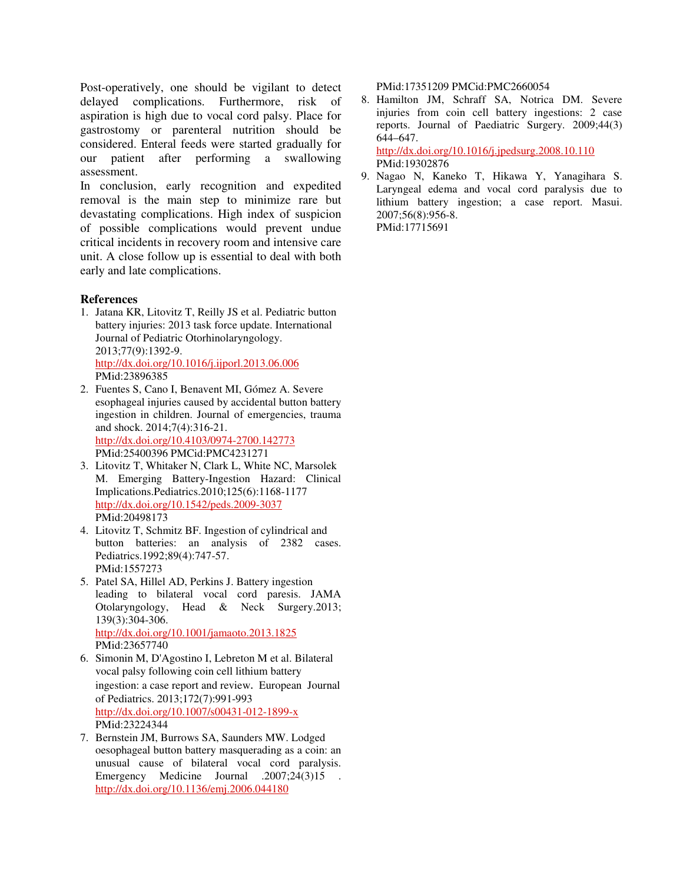Post-operatively, one should be vigilant to detect delayed complications. Furthermore, risk of aspiration is high due to vocal cord palsy. Place for gastrostomy or parenteral nutrition should be considered. Enteral feeds were started gradually for our patient after performing a swallowing assessment.

In conclusion, early recognition and expedited removal is the main step to minimize rare but devastating complications. High index of suspicion of possible complications would prevent undue critical incidents in recovery room and intensive care unit. A close follow up is essential to deal with both early and late complications.

## References

1. Jatana KR, Litovitz T, Reilly JS et al. Pediatric button battery injuries: 2013 task force update. International Journal of Pediatric Otorhinolaryngology. 2013;77(9):1392-9. http://dx.doi.org/10.1016/j.ijporl.2013.06.006 PMid:23896385
2. Fuentes S, Cano I, Benavent MI, Gómez A. Severe esophageal injuries caused by accidental button battery ingestion in children. Journal of emergencies, trauma and shock. 2014;7(4):316-21. http://dx.doi.org/10.4103/0974-2700.142773 PMid:25400396 PMCid:PMC4231271
3. Litovitz T, Whitaker N, Clark L, White NC, Marsolek M. Emerging Battery-Ingestion Hazard: Clinical Implications.Pediatrics.2010;125(6):1168-1177 http://dx.doi.org/10.1542/peds.2009-3037 PMid:20498173
4. Litovitz T, Schmitz BF. Ingestion of cylindrical and button batteries: an analysis of 2382 cases. Pediatrics.1992;89(4):747-57. PMid:1557273
5. Patel SA, Hillel AD, Perkins J. Battery ingestion leading to bilateral vocal cord paresis. JAMA Otolaryngology, Head & Neck Surgery.2013; 139(3):304-306. http://dx.doi.org/10.1001/jamaoto.2013.1825 PMid:23657740
6. Simonin M, D'Agostino I, Lebreton M et al. Bilateral vocal palsy following coin cell lithium battery ingestion: a case report and review. European Journal of Pediatrics. 2013;172(7):991-993 http://dx.doi.org/10.1007/s00431-012-1899-x PMid:23224344
7. Bernstein JM, Burrows SA, Saunders MW. Lodged oesophageal button battery masquerading as a coin: an unusual cause of bilateral vocal cord paralysis. Emergency Medicine Journal .2007;24(3)15 . http://dx.doi.org/10.1136/emj.2006.044180 PMid:17351209 PMCid:PMC2660054
8. Hamilton JM, Schraff SA, Notrica DM. Severe injuries from coin cell battery ingestions: 2 case reports. Journal of Paediatric Surgery. 2009;44(3) 644–647. http://dx.doi.org/10.1016/j.jpedsurg.2008.10.110 PMid:19302876
9. Nagao N, Kaneko T, Hikawa Y, Yanagihara S. Laryngeal edema and vocal cord paralysis due to lithium battery ingestion; a case report. Masui. 2007;56(8):956-8. PMid:17715691